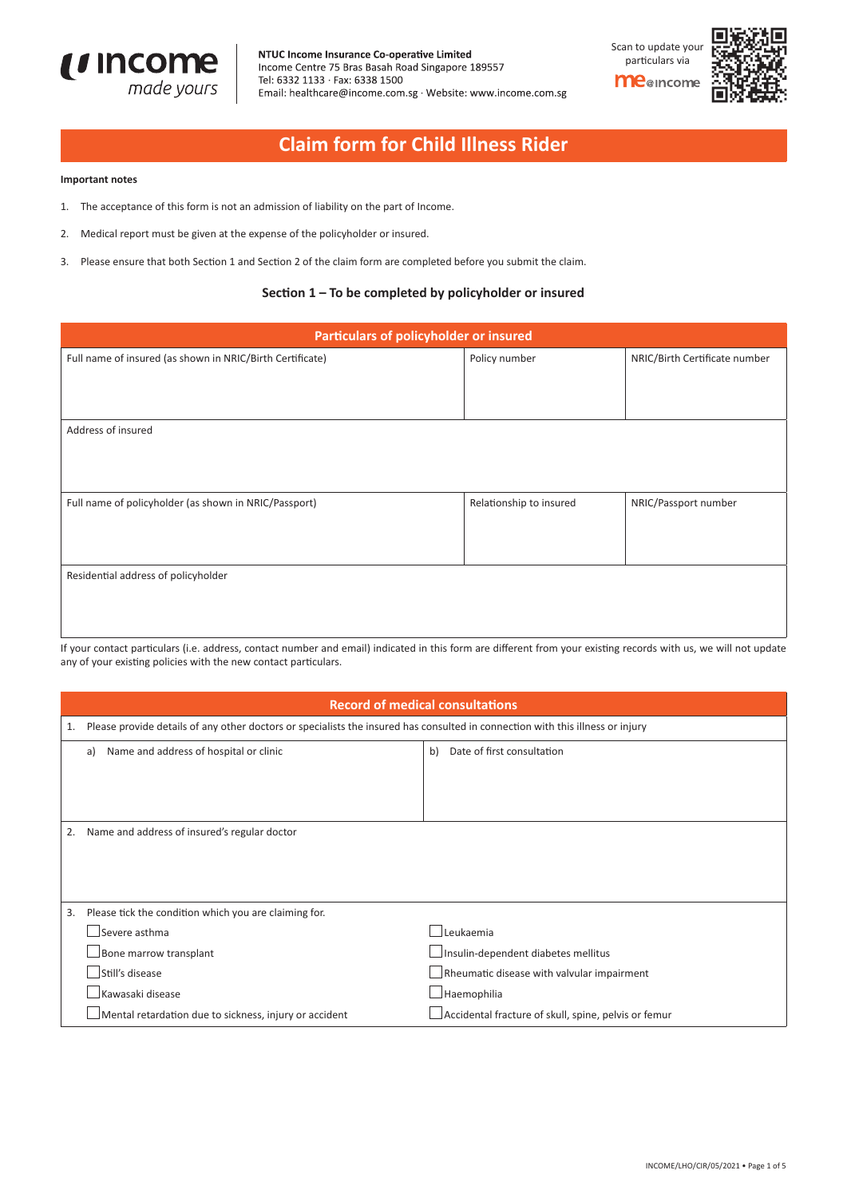NTUC Income Insurance Co-operative Limited
Income Centre 75 Bras Basah Road Singapore 189557
Tel: 6332 1133 · Fax: 6338 1500
Email: healthcare@income.com.sg · Website: www.income.com.sg

Scan to update your particulars via me@income

# Claim form for Child Illness Rider

**Important notes**

1. The acceptance of this form is not an admission of liability on the part of Income.
2. Medical report must be given at the expense of the policyholder or insured.
3. Please ensure that both Section 1 and Section 2 of the claim form are completed before you submit the claim.

## Section 1 – To be completed by policyholder or insured

| Particulars of policyholder or insured | | |
|---|---|---|
| Full name of insured (as shown in NRIC/Birth Certificate) | Policy number | NRIC/Birth Certificate number |
| Address of insured | | |
| Full name of policyholder (as shown in NRIC/Passport) | Relationship to insured | NRIC/Passport number |
| Residential address of policyholder | | |

If your contact particulars (i.e. address, contact number and email) indicated in this form are different from your existing records with us, we will not update any of your existing policies with the new contact particulars.

| Record of medical consultations | |
|---|---|
| 1. Please provide details of any other doctors or specialists the insured has consulted in connection with this illness or injury | |
| a) Name and address of hospital or clinic | b) Date of first consultation |
| 2. Name and address of insured's regular doctor | |
| 3. Please tick the condition which you are claiming for. | |
| ☐ Severe asthma | ☐ Leukaemia |
| ☐ Bone marrow transplant | ☐ Insulin-dependent diabetes mellitus |
| ☐ Still's disease | ☐ Rheumatic disease with valvular impairment |
| ☐ Kawasaki disease | ☐ Haemophilia |
| ☐ Mental retardation due to sickness, injury or accident | ☐ Accidental fracture of skull, spine, pelvis or femur |

INCOME/LHO/CIR/05/2021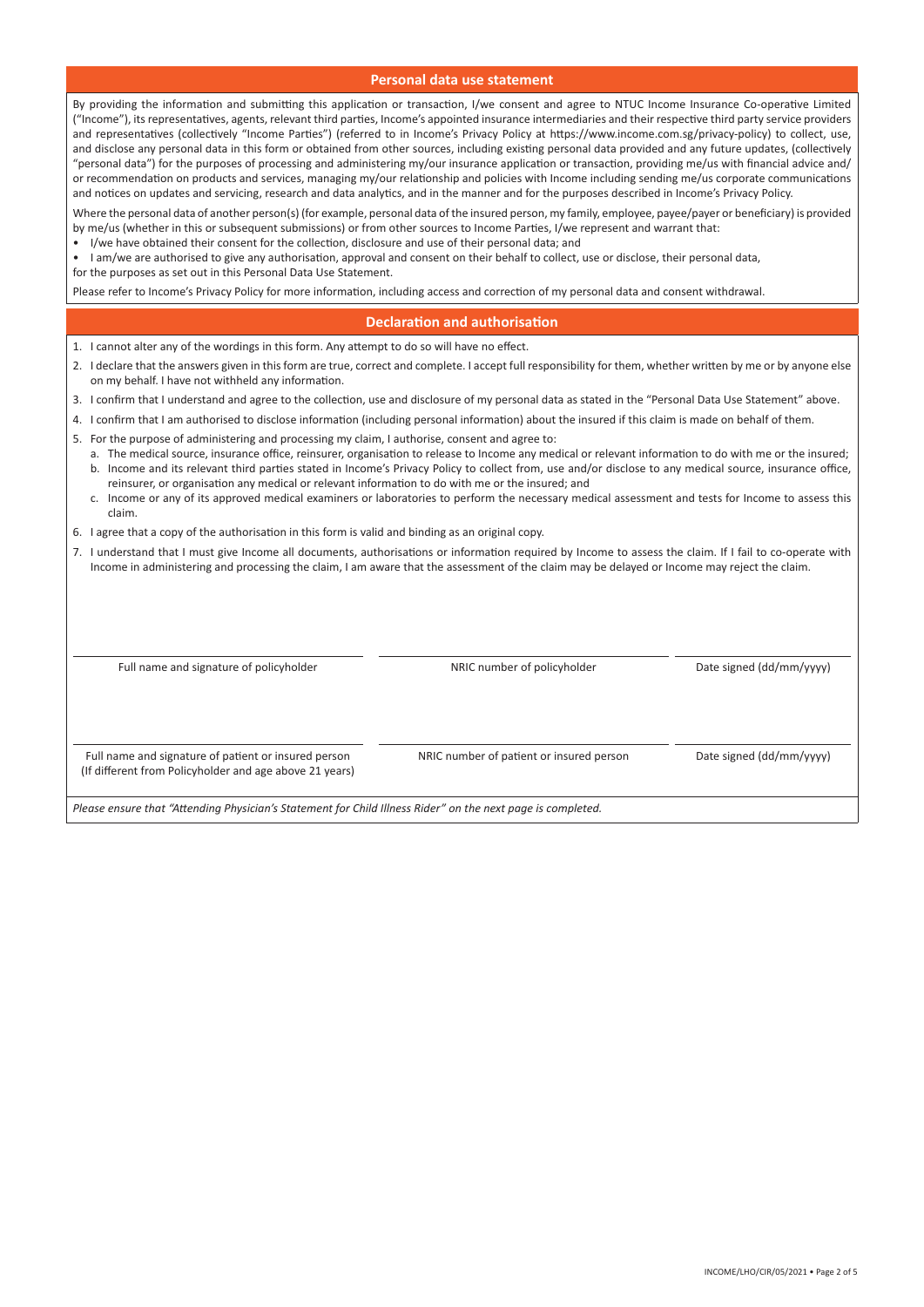## Personal data use statement

By providing the information and submitting this application or transaction, I/we consent and agree to NTUC Income Insurance Co-operative Limited ("Income"), its representatives, agents, relevant third parties, Income's appointed insurance intermediaries and their respective third party service providers and representatives (collectively "Income Parties") (referred to in Income's Privacy Policy at https://www.income.com.sg/privacy-policy) to collect, use, and disclose any personal data in this form or obtained from other sources, including existing personal data provided and any future updates, (collectively "personal data") for the purposes of processing and administering my/our insurance application or transaction, providing me/us with financial advice and/or recommendation on products and services, managing my/our relationship and policies with Income including sending me/us corporate communications and notices on updates and servicing, research and data analytics, and in the manner and for the purposes described in Income's Privacy Policy.

Where the personal data of another person(s) (for example, personal data of the insured person, my family, employee, payee/payer or beneficiary) is provided by me/us (whether in this or subsequent submissions) or from other sources to Income Parties, I/we represent and warrant that:

- I/we have obtained their consent for the collection, disclosure and use of their personal data; and
- I am/we are authorised to give any authorisation, approval and consent on their behalf to collect, use or disclose, their personal data,

for the purposes as set out in this Personal Data Use Statement.

Please refer to Income's Privacy Policy for more information, including access and correction of my personal data and consent withdrawal.

## Declaration and authorisation

1. I cannot alter any of the wordings in this form. Any attempt to do so will have no effect.
2. I declare that the answers given in this form are true, correct and complete. I accept full responsibility for them, whether written by me or by anyone else on my behalf. I have not withheld any information.
3. I confirm that I understand and agree to the collection, use and disclosure of my personal data as stated in the "Personal Data Use Statement" above.
4. I confirm that I am authorised to disclose information (including personal information) about the insured if this claim is made on behalf of them.
5. For the purpose of administering and processing my claim, I authorise, consent and agree to:
   a. The medical source, insurance office, reinsurer, organisation to release to Income any medical or relevant information to do with me or the insured;
   b. Income and its relevant third parties stated in Income's Privacy Policy to collect from, use and/or disclose to any medical source, insurance office, reinsurer, or organisation any medical or relevant information to do with me or the insured; and
   c. Income or any of its approved medical examiners or laboratories to perform the necessary medical assessment and tests for Income to assess this claim.
6. I agree that a copy of the authorisation in this form is valid and binding as an original copy.
7. I understand that I must give Income all documents, authorisations or information required by Income to assess the claim. If I fail to co-operate with Income in administering and processing the claim, I am aware that the assessment of the claim may be delayed or Income may reject the claim.

| Full name and signature of policyholder | NRIC number of policyholder | Date signed (dd/mm/yyyy) |
|---|---|---|
| | | |

| Full name and signature of patient or insured person (If different from Policyholder and age above 21 years) | NRIC number of patient or insured person | Date signed (dd/mm/yyyy) |
|---|---|---|
| | | |

*Please ensure that "Attending Physician's Statement for Child Illness Rider" on the next page is completed.*

INCOME/LHO/CIR/05/2021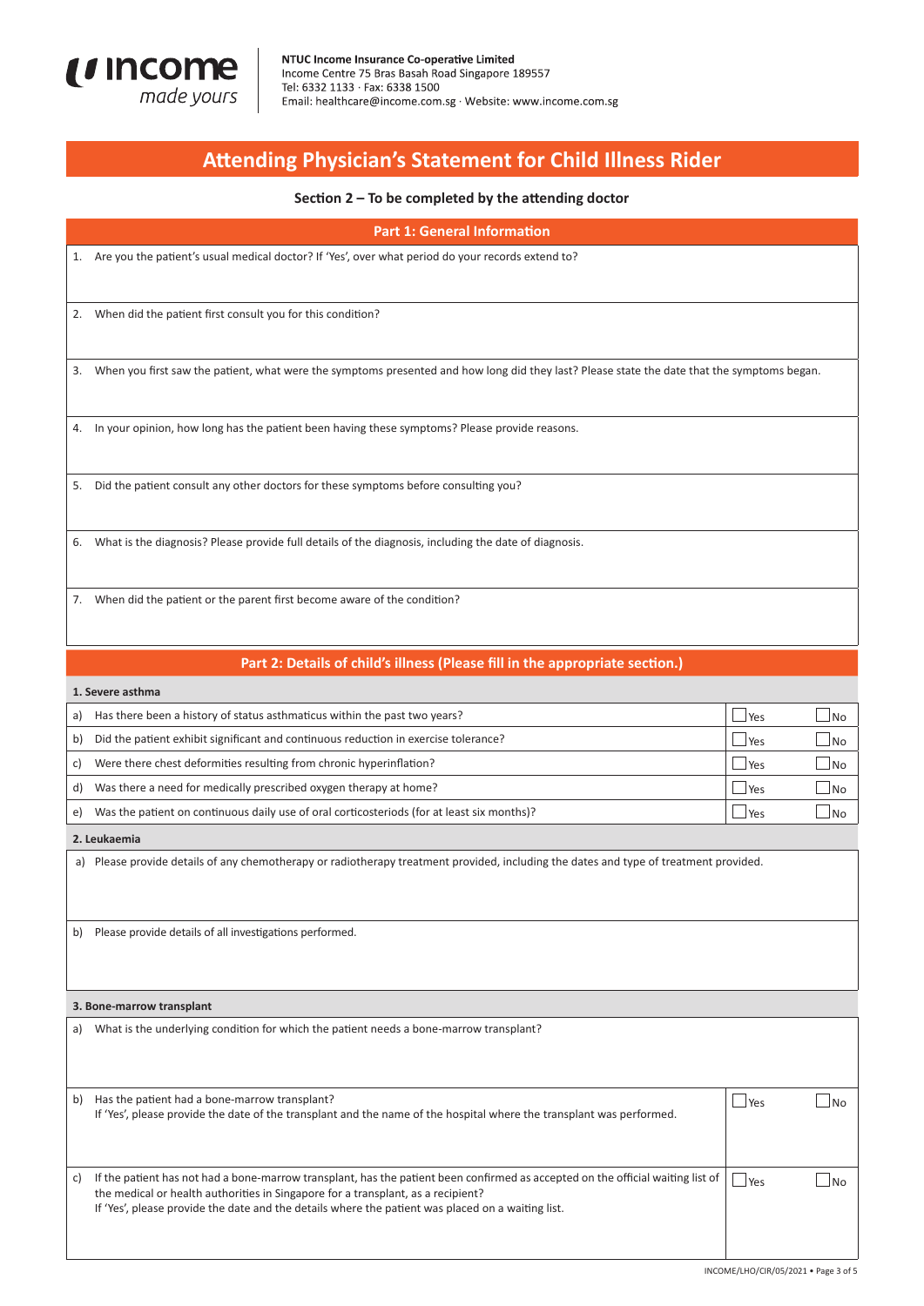NTUC Income Insurance Co-operative Limited
Income Centre 75 Bras Basah Road Singapore 189557
Tel: 6332 1133 · Fax: 6338 1500
Email: healthcare@income.com.sg · Website: www.income.com.sg

# Attending Physician's Statement for Child Illness Rider

### Section 2 – To be completed by the attending doctor

## Part 1: General Information

1. Are you the patient's usual medical doctor? If 'Yes', over what period do your records extend to?

2. When did the patient first consult you for this condition?

3. When you first saw the patient, what were the symptoms presented and how long did they last? Please state the date that the symptoms began.

4. In your opinion, how long has the patient been having these symptoms? Please provide reasons.

5. Did the patient consult any other doctors for these symptoms before consulting you?

6. What is the diagnosis? Please provide full details of the diagnosis, including the date of diagnosis.

7. When did the patient or the parent first become aware of the condition?

## Part 2: Details of child's illness (Please fill in the appropriate section.)

### 1. Severe asthma

| | | | |
|---|---|---|---|
| a) | Has there been a history of status asthmaticus within the past two years? | ☐ Yes | ☐ No |
| b) | Did the patient exhibit significant and continuous reduction in exercise tolerance? | ☐ Yes | ☐ No |
| c) | Were there chest deformities resulting from chronic hyperinflation? | ☐ Yes | ☐ No |
| d) | Was there a need for medically prescribed oxygen therapy at home? | ☐ Yes | ☐ No |
| e) | Was the patient on continuous daily use of oral corticosteriods (for at least six months)? | ☐ Yes | ☐ No |

### 2. Leukaemia

a) Please provide details of any chemotherapy or radiotherapy treatment provided, including the dates and type of treatment provided.

b) Please provide details of all investigations performed.

### 3. Bone-marrow transplant

a) What is the underlying condition for which the patient needs a bone-marrow transplant?

| | | | |
|---|---|---|---|
| b) | Has the patient had a bone-marrow transplant?<br>If 'Yes', please provide the date of the transplant and the name of the hospital where the transplant was performed. | ☐ Yes | ☐ No |
| c) | If the patient has not had a bone-marrow transplant, has the patient been confirmed as accepted on the official waiting list of the medical or health authorities in Singapore for a transplant, as a recipient?<br>If 'Yes', please provide the date and the details where the patient was placed on a waiting list. | ☐ Yes | ☐ No |

INCOME/LHO/CIR/05/2021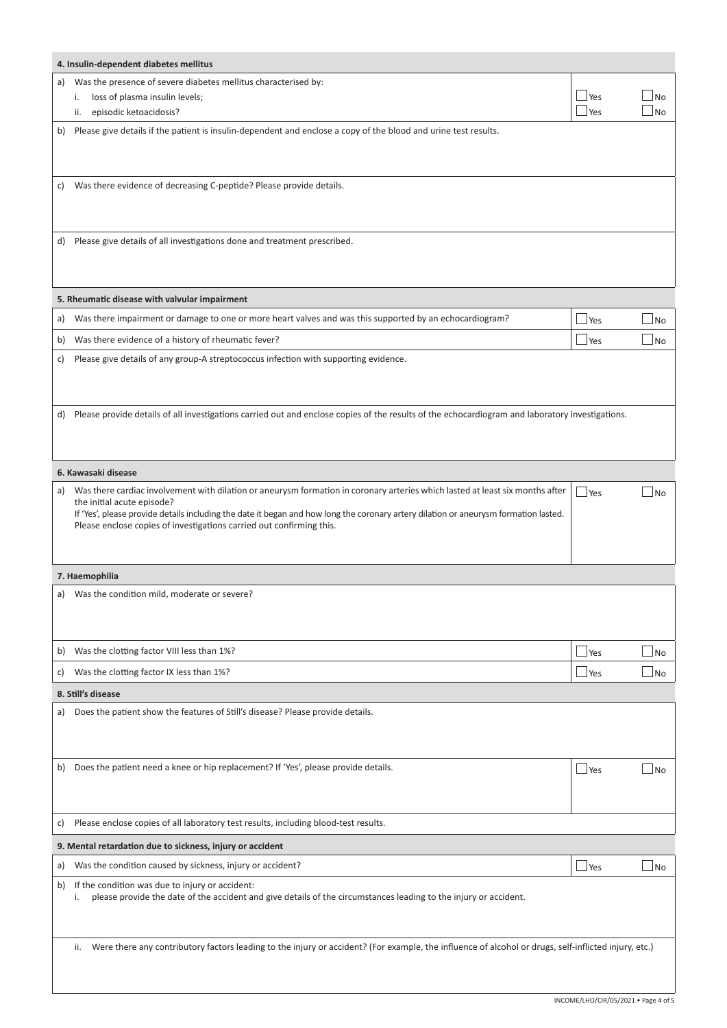### 4. Insulin-dependent diabetes mellitus

a) Was the presence of severe diabetes mellitus characterised by:

i. loss of plasma insulin levels; ☐ Yes ☐ No

ii. episodic ketoacidosis? ☐ Yes ☐ No

b) Please give details if the patient is insulin-dependent and enclose a copy of the blood and urine test results.

c) Was there evidence of decreasing C-peptide? Please provide details.

d) Please give details of all investigations done and treatment prescribed.

### 5. Rheumatic disease with valvular impairment

a) Was there impairment or damage to one or more heart valves and was this supported by an echocardiogram? ☐ Yes ☐ No

b) Was there evidence of a history of rheumatic fever? ☐ Yes ☐ No

c) Please give details of any group-A streptococcus infection with supporting evidence.

d) Please provide details of all investigations carried out and enclose copies of the results of the echocardiogram and laboratory investigations.

### 6. Kawasaki disease

a) Was there cardiac involvement with dilation or aneurysm formation in coronary arteries which lasted at least six months after the initial acute episode? ☐ Yes ☐ No
If 'Yes', please provide details including the date it began and how long the coronary artery dilation or aneurysm formation lasted.
Please enclose copies of investigations carried out confirming this.

### 7. Haemophilia

a) Was the condition mild, moderate or severe?

b) Was the clotting factor VIII less than 1%? ☐ Yes ☐ No

c) Was the clotting factor IX less than 1%? ☐ Yes ☐ No

### 8. Still's disease

a) Does the patient show the features of Still's disease? Please provide details.

b) Does the patient need a knee or hip replacement? If 'Yes', please provide details. ☐ Yes ☐ No

c) Please enclose copies of all laboratory test results, including blood-test results.

### 9. Mental retardation due to sickness, injury or accident

a) Was the condition caused by sickness, injury or accident? ☐ Yes ☐ No

b) If the condition was due to injury or accident:

i. please provide the date of the accident and give details of the circumstances leading to the injury or accident.

ii. Were there any contributory factors leading to the injury or accident? (For example, the influence of alcohol or drugs, self-inflicted injury, etc.)

INCOME/LHO/CIR/05/2021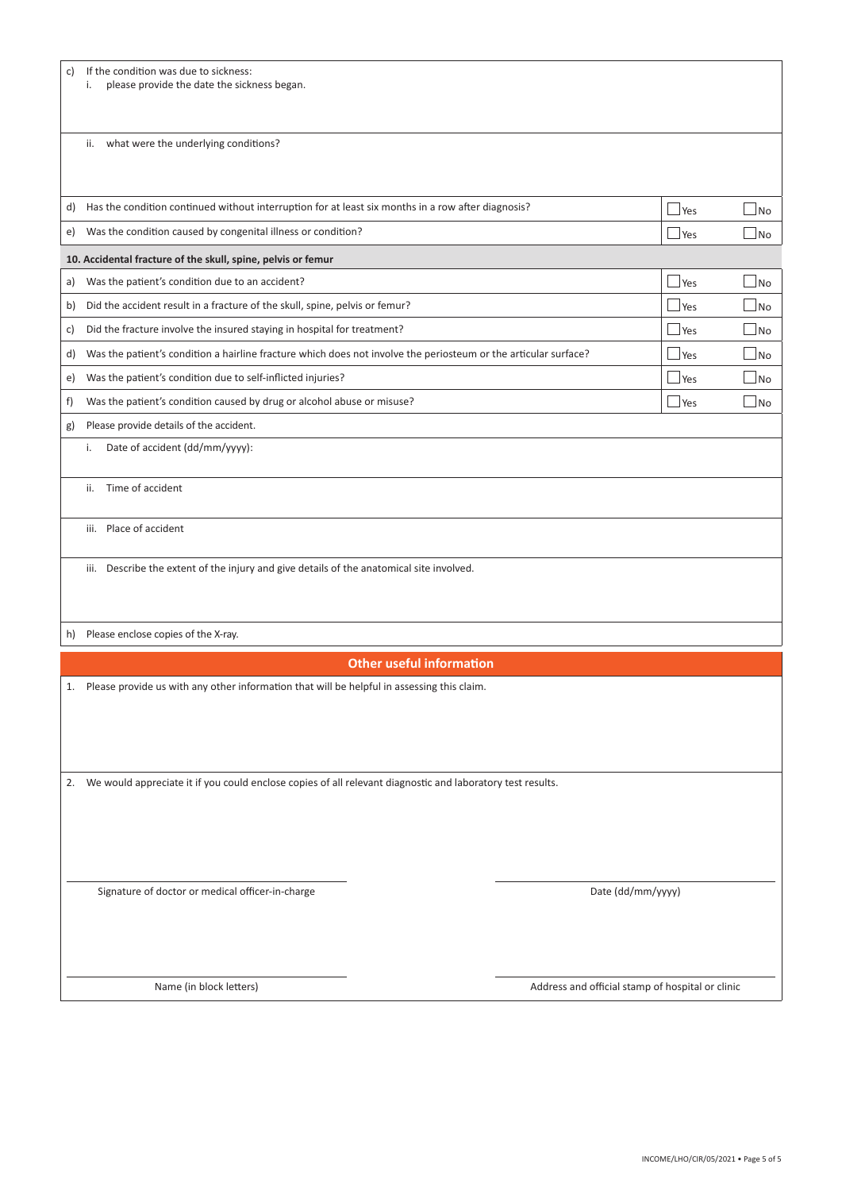| | | | |
|---|---|---|---|
| c) | If the condition was due to sickness:<br>i. please provide the date the sickness began. | | |
| | ii. what were the underlying conditions? | | |
| d) | Has the condition continued without interruption for at least six months in a row after diagnosis? | ☐ Yes | ☐ No |
| e) | Was the condition caused by congenital illness or condition? | ☐ Yes | ☐ No |

**10. Accidental fracture of the skull, spine, pelvis or femur**

| | | | |
|---|---|---|---|
| a) | Was the patient's condition due to an accident? | ☐ Yes | ☐ No |
| b) | Did the accident result in a fracture of the skull, spine, pelvis or femur? | ☐ Yes | ☐ No |
| c) | Did the fracture involve the insured staying in hospital for treatment? | ☐ Yes | ☐ No |
| d) | Was the patient's condition a hairline fracture which does not involve the periosteum or the articular surface? | ☐ Yes | ☐ No |
| e) | Was the patient's condition due to self-inflicted injuries? | ☐ Yes | ☐ No |
| f) | Was the patient's condition caused by drug or alcohol abuse or misuse? | ☐ Yes | ☐ No |
| g) | Please provide details of the accident. | | |
| | i. Date of accident (dd/mm/yyyy): | | |
| | ii. Time of accident | | |
| | iii. Place of accident | | |
| | iii. Describe the extent of the injury and give details of the anatomical site involved. | | |
| h) | Please enclose copies of the X-ray. | | |

## Other useful information

1. Please provide us with any other information that will be helpful in assessing this claim.

2. We would appreciate it if you could enclose copies of all relevant diagnostic and laboratory test results.

Signature of doctor or medical officer-in-charge

Date (dd/mm/yyyy)

Name (in block letters)

Address and official stamp of hospital or clinic

INCOME/LHO/CIR/05/2021